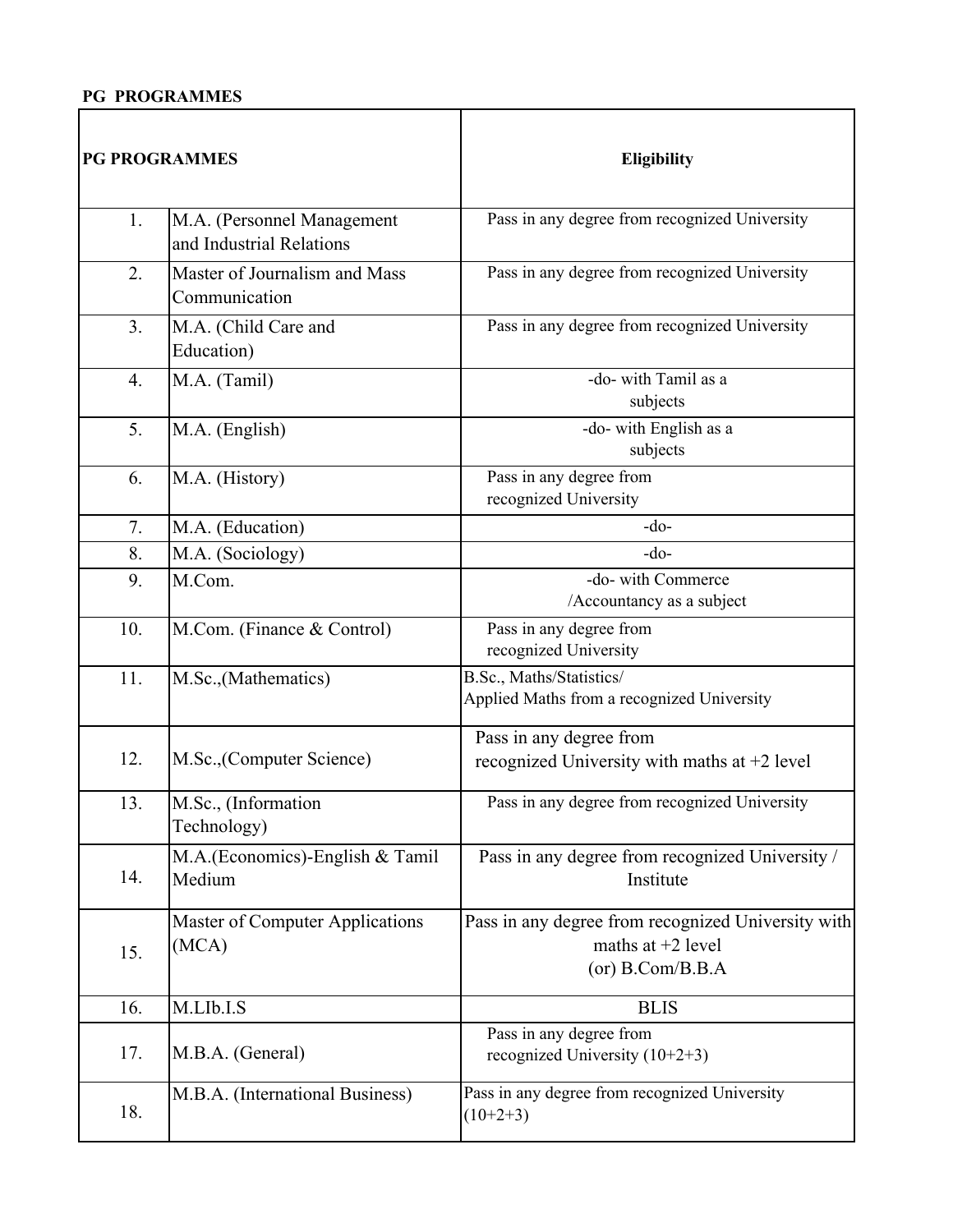**PG PROGRAMMES**

| PG PROGRAMMES | | Eligibility |
|---|---|---|
| 1. | M.A. (Personnel Management and Industrial Relations | Pass in any degree from recognized University |
| 2. | Master of Journalism and Mass Communication | Pass in any degree from recognized University |
| 3. | M.A. (Child Care and Education) | Pass in any degree from recognized University |
| 4. | M.A. (Tamil) | -do- with Tamil as a subjects |
| 5. | M.A. (English) | -do- with English as a subjects |
| 6. | M.A. (History) | Pass in any degree from recognized University |
| 7. | M.A. (Education) | -do- |
| 8. | M.A. (Sociology) | -do- |
| 9. | M.Com. | -do- with Commerce /Accountancy as a subject |
| 10. | M.Com. (Finance & Control) | Pass in any degree from recognized University |
| 11. | M.Sc.,(Mathematics) | B.Sc., Maths/Statistics/ Applied Maths from a recognized University |
| 12. | M.Sc.,(Computer Science) | Pass in any degree from recognized University with maths at +2 level |
| 13. | M.Sc., (Information Technology) | Pass in any degree from recognized University |
| 14. | M.A.(Economics)-English & Tamil Medium | Pass in any degree from recognized University / Institute |
| 15. | Master of Computer Applications (MCA) | Pass in any degree from recognized University with maths at +2 level (or) B.Com/B.B.A |
| 16. | M.LIb.I.S | BLIS |
| 17. | M.B.A. (General) | Pass in any degree from recognized University (10+2+3) |
| 18. | M.B.A. (International Business) | Pass in any degree from recognized University (10+2+3) |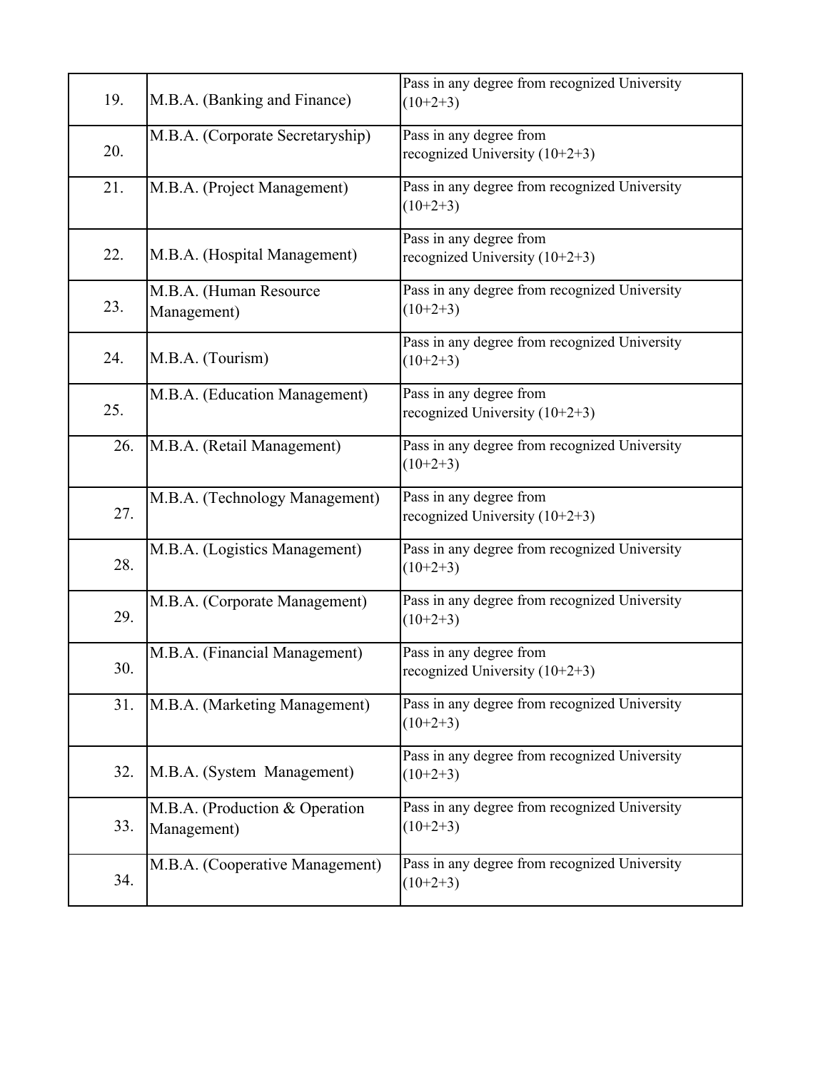| 19. | M.B.A. (Banking and Finance) | Pass in any degree from recognized University (10+2+3) |
|---|---|---|
| 20. | M.B.A. (Corporate Secretaryship) | Pass in any degree from recognized University (10+2+3) |
| 21. | M.B.A. (Project Management) | Pass in any degree from recognized University (10+2+3) |
| 22. | M.B.A. (Hospital Management) | Pass in any degree from recognized University (10+2+3) |
| 23. | M.B.A. (Human Resource Management) | Pass in any degree from recognized University (10+2+3) |
| 24. | M.B.A. (Tourism) | Pass in any degree from recognized University (10+2+3) |
| 25. | M.B.A. (Education Management) | Pass in any degree from recognized University (10+2+3) |
| 26. | M.B.A. (Retail Management) | Pass in any degree from recognized University (10+2+3) |
| 27. | M.B.A. (Technology Management) | Pass in any degree from recognized University (10+2+3) |
| 28. | M.B.A. (Logistics Management) | Pass in any degree from recognized University (10+2+3) |
| 29. | M.B.A. (Corporate Management) | Pass in any degree from recognized University (10+2+3) |
| 30. | M.B.A. (Financial Management) | Pass in any degree from recognized University (10+2+3) |
| 31. | M.B.A. (Marketing Management) | Pass in any degree from recognized University (10+2+3) |
| 32. | M.B.A. (System Management) | Pass in any degree from recognized University (10+2+3) |
| 33. | M.B.A. (Production & Operation Management) | Pass in any degree from recognized University (10+2+3) |
| 34. | M.B.A. (Cooperative Management) | Pass in any degree from recognized University (10+2+3) |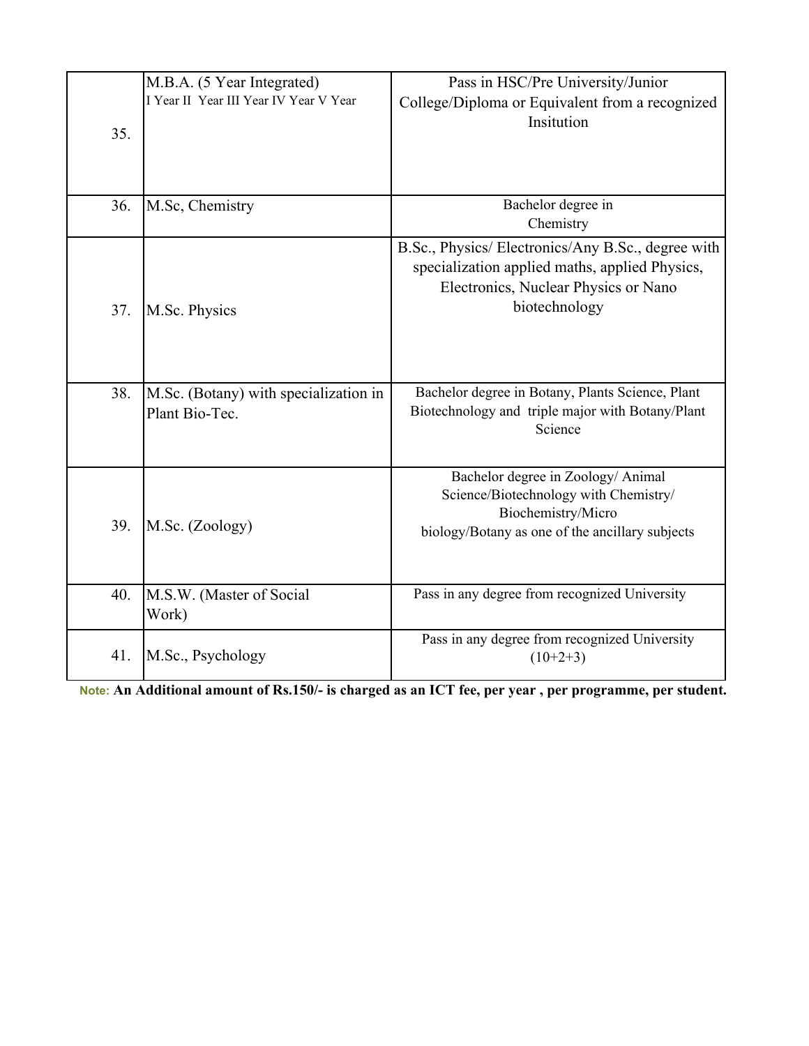| | | |
|---|---|---|
| 35. | M.B.A. (5 Year Integrated) I Year II Year III Year IV Year V Year | Pass in HSC/Pre University/Junior College/Diploma or Equivalent from a recognized Insitution |
| 36. | M.Sc, Chemistry | Bachelor degree in Chemistry |
| 37. | M.Sc. Physics | B.Sc., Physics/ Electronics/Any B.Sc., degree with specialization applied maths, applied Physics, Electronics, Nuclear Physics or Nano biotechnology |
| 38. | M.Sc. (Botany) with specialization in Plant Bio-Tec. | Bachelor degree in Botany, Plants Science, Plant Biotechnology and triple major with Botany/Plant Science |
| 39. | M.Sc. (Zoology) | Bachelor degree in Zoology/ Animal Science/Biotechnology with Chemistry/ Biochemistry/Micro biology/Botany as one of the ancillary subjects |
| 40. | M.S.W. (Master of Social Work) | Pass in any degree from recognized University |
| 41. | M.Sc., Psychology | Pass in any degree from recognized University (10+2+3) |

Note: **An Additional amount of Rs.150/- is charged as an ICT fee, per year , per programme, per student.**